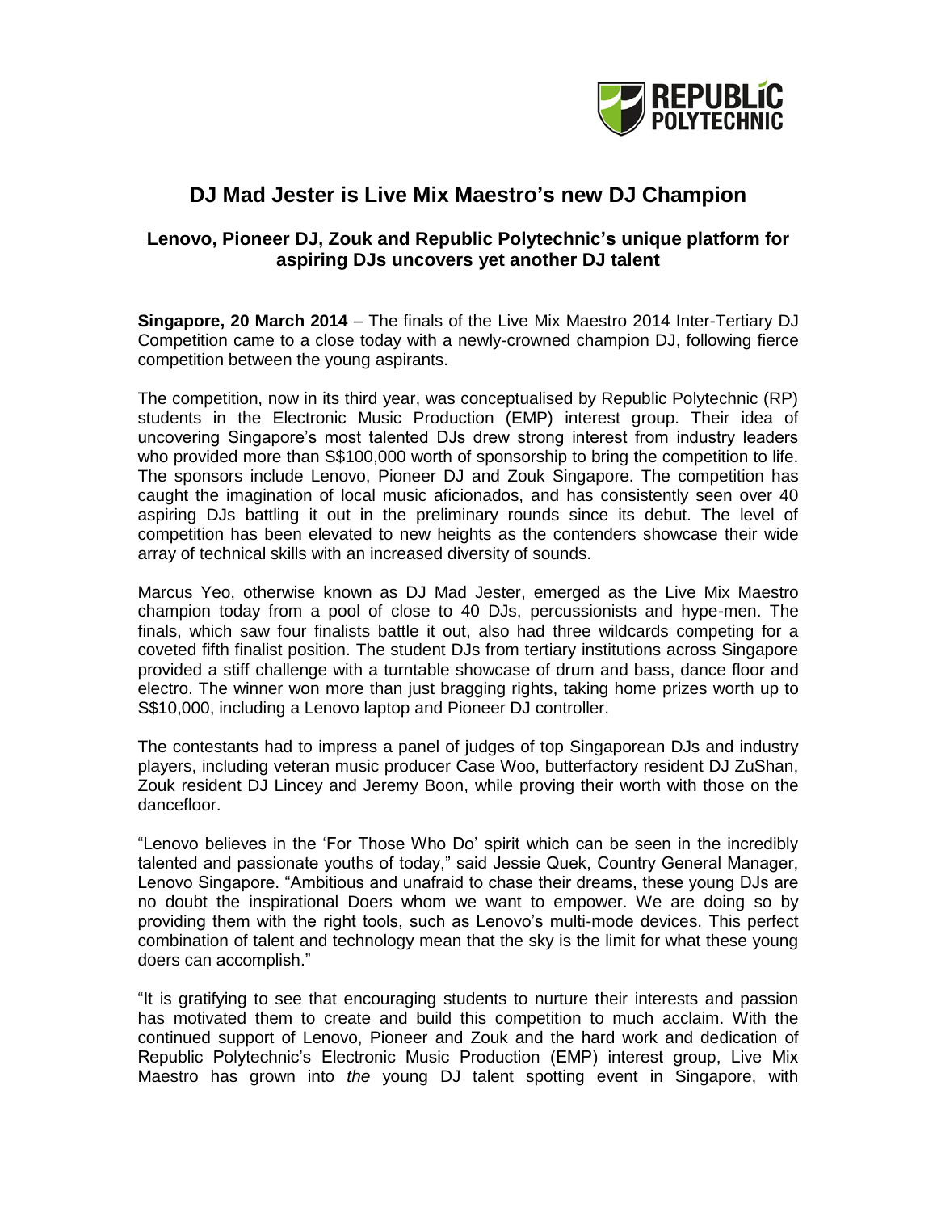# DJ Mad Jester is Live Mix Maestro's new DJ Champion

## Lenovo, Pioneer DJ, Zouk and Republic Polytechnic's unique platform for aspiring DJs uncovers yet another DJ talent

**Singapore, 20 March 2014** – The finals of the Live Mix Maestro 2014 Inter-Tertiary DJ Competition came to a close today with a newly-crowned champion DJ, following fierce competition between the young aspirants.

The competition, now in its third year, was conceptualised by Republic Polytechnic (RP) students in the Electronic Music Production (EMP) interest group. Their idea of uncovering Singapore's most talented DJs drew strong interest from industry leaders who provided more than S$100,000 worth of sponsorship to bring the competition to life. The sponsors include Lenovo, Pioneer DJ and Zouk Singapore. The competition has caught the imagination of local music aficionados, and has consistently seen over 40 aspiring DJs battling it out in the preliminary rounds since its debut. The level of competition has been elevated to new heights as the contenders showcase their wide array of technical skills with an increased diversity of sounds.

Marcus Yeo, otherwise known as DJ Mad Jester, emerged as the Live Mix Maestro champion today from a pool of close to 40 DJs, percussionists and hype-men. The finals, which saw four finalists battle it out, also had three wildcards competing for a coveted fifth finalist position. The student DJs from tertiary institutions across Singapore provided a stiff challenge with a turntable showcase of drum and bass, dance floor and electro. The winner won more than just bragging rights, taking home prizes worth up to S$10,000, including a Lenovo laptop and Pioneer DJ controller.

The contestants had to impress a panel of judges of top Singaporean DJs and industry players, including veteran music producer Case Woo, butterfactory resident DJ ZuShan, Zouk resident DJ Lincey and Jeremy Boon, while proving their worth with those on the dancefloor.

"Lenovo believes in the 'For Those Who Do' spirit which can be seen in the incredibly talented and passionate youths of today," said Jessie Quek, Country General Manager, Lenovo Singapore. "Ambitious and unafraid to chase their dreams, these young DJs are no doubt the inspirational Doers whom we want to empower. We are doing so by providing them with the right tools, such as Lenovo's multi-mode devices. This perfect combination of talent and technology mean that the sky is the limit for what these young doers can accomplish."

"It is gratifying to see that encouraging students to nurture their interests and passion has motivated them to create and build this competition to much acclaim. With the continued support of Lenovo, Pioneer and Zouk and the hard work and dedication of Republic Polytechnic's Electronic Music Production (EMP) interest group, Live Mix Maestro has grown into *the* young DJ talent spotting event in Singapore, with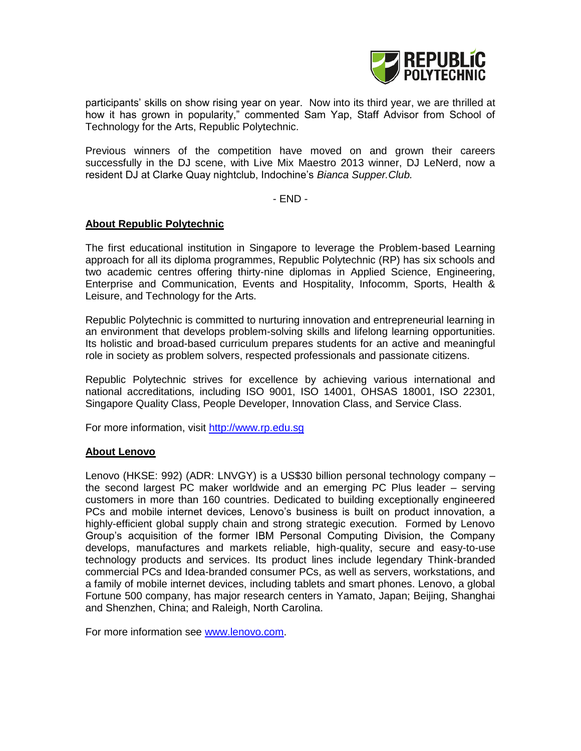participants' skills on show rising year on year. Now into its third year, we are thrilled at how it has grown in popularity," commented Sam Yap, Staff Advisor from School of Technology for the Arts, Republic Polytechnic.

Previous winners of the competition have moved on and grown their careers successfully in the DJ scene, with Live Mix Maestro 2013 winner, DJ LeNerd, now a resident DJ at Clarke Quay nightclub, Indochine's *Bianca Supper.Club.*

- END -

## About Republic Polytechnic

The first educational institution in Singapore to leverage the Problem-based Learning approach for all its diploma programmes, Republic Polytechnic (RP) has six schools and two academic centres offering thirty-nine diplomas in Applied Science, Engineering, Enterprise and Communication, Events and Hospitality, Infocomm, Sports, Health & Leisure, and Technology for the Arts.

Republic Polytechnic is committed to nurturing innovation and entrepreneurial learning in an environment that develops problem-solving skills and lifelong learning opportunities. Its holistic and broad-based curriculum prepares students for an active and meaningful role in society as problem solvers, respected professionals and passionate citizens.

Republic Polytechnic strives for excellence by achieving various international and national accreditations, including ISO 9001, ISO 14001, OHSAS 18001, ISO 22301, Singapore Quality Class, People Developer, Innovation Class, and Service Class.

For more information, visit [http://www.rp.edu.sg](http://www.rp.edu.sg)

## About Lenovo

Lenovo (HKSE: 992) (ADR: LNVGY) is a US$30 billion personal technology company – the second largest PC maker worldwide and an emerging PC Plus leader – serving customers in more than 160 countries. Dedicated to building exceptionally engineered PCs and mobile internet devices, Lenovo's business is built on product innovation, a highly-efficient global supply chain and strong strategic execution. Formed by Lenovo Group's acquisition of the former IBM Personal Computing Division, the Company develops, manufactures and markets reliable, high-quality, secure and easy-to-use technology products and services. Its product lines include legendary Think-branded commercial PCs and Idea-branded consumer PCs, as well as servers, workstations, and a family of mobile internet devices, including tablets and smart phones. Lenovo, a global Fortune 500 company, has major research centers in Yamato, Japan; Beijing, Shanghai and Shenzhen, China; and Raleigh, North Carolina.

For more information see [www.lenovo.com](www.lenovo.com).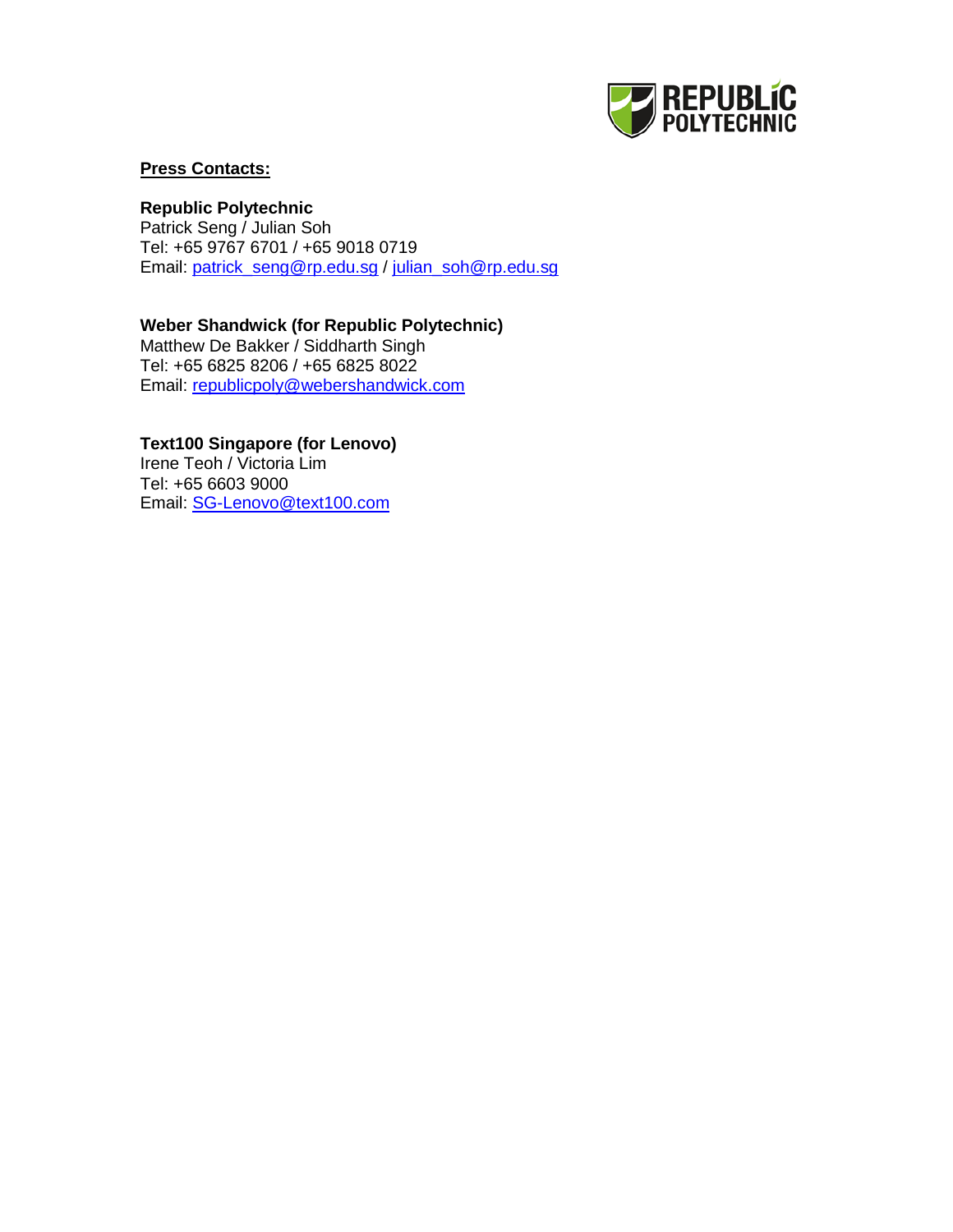**Press Contacts:**

**Republic Polytechnic**
Patrick Seng / Julian Soh
Tel: +65 9767 6701 / +65 9018 0719
Email: patrick_seng@rp.edu.sg / julian_soh@rp.edu.sg

**Weber Shandwick (for Republic Polytechnic)**
Matthew De Bakker / Siddharth Singh
Tel: +65 6825 8206 / +65 6825 8022
Email: republicpoly@webershandwick.com

**Text100 Singapore (for Lenovo)**
Irene Teoh / Victoria Lim
Tel: +65 6603 9000
Email: SG-Lenovo@text100.com